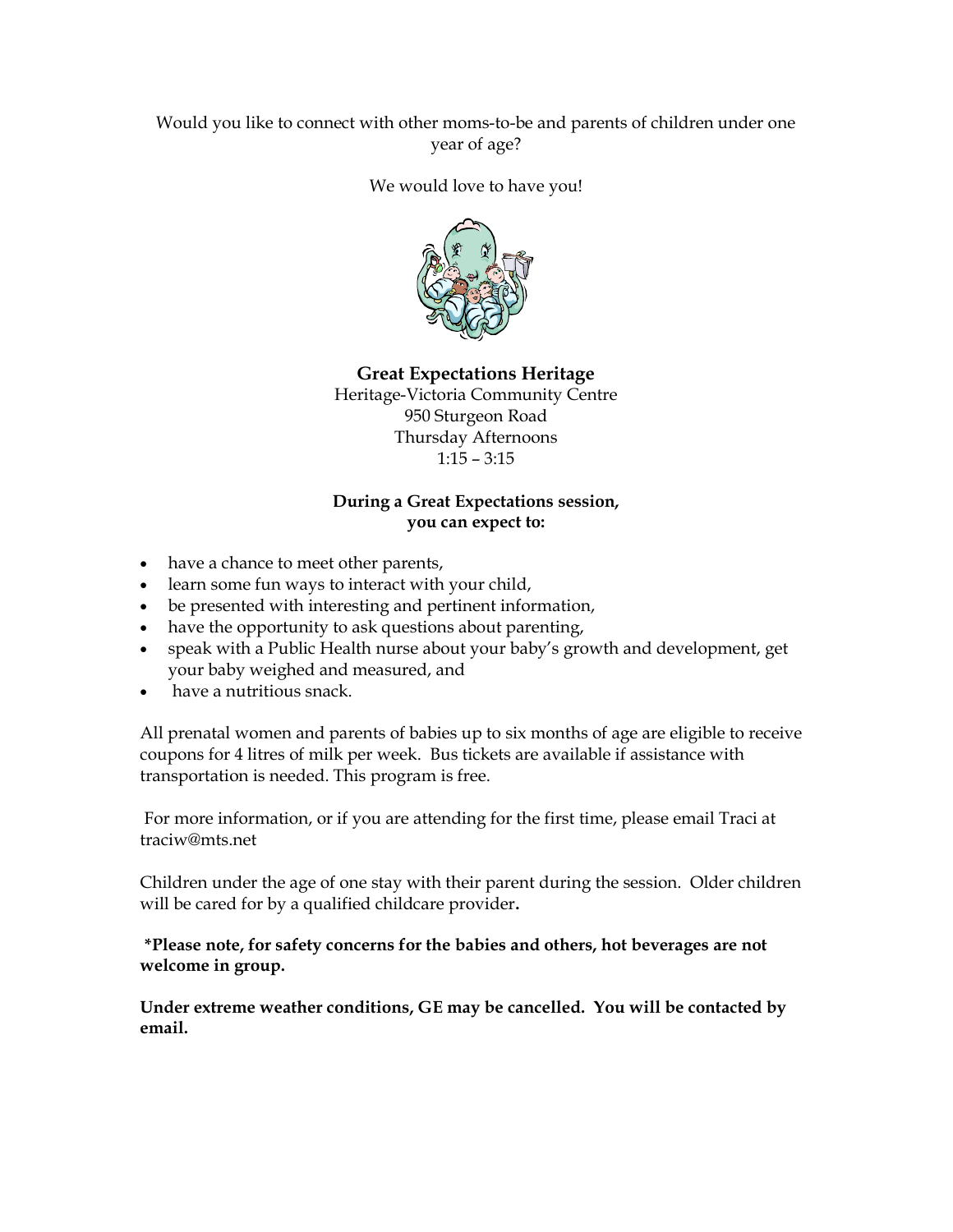Would you like to connect with other moms-to-be and parents of children under one year of age?

We would love to have you!

**Great Expectations Heritage**
Heritage-Victoria Community Centre
950 Sturgeon Road
Thursday Afternoons
1:15 – 3:15

**During a Great Expectations session, you can expect to:**

- have a chance to meet other parents,
- learn some fun ways to interact with your child,
- be presented with interesting and pertinent information,
- have the opportunity to ask questions about parenting,
- speak with a Public Health nurse about your baby's growth and development, get your baby weighed and measured, and
- have a nutritious snack.

All prenatal women and parents of babies up to six months of age are eligible to receive coupons for 4 litres of milk per week. Bus tickets are available if assistance with transportation is needed. This program is free.

For more information, or if you are attending for the first time, please email Traci at traciw@mts.net

Children under the age of one stay with their parent during the session. Older children will be cared for by a qualified childcare provider**.**

***Please note, for safety concerns for the babies and others, hot beverages are not welcome in group.**

**Under extreme weather conditions, GE may be cancelled. You will be contacted by email.**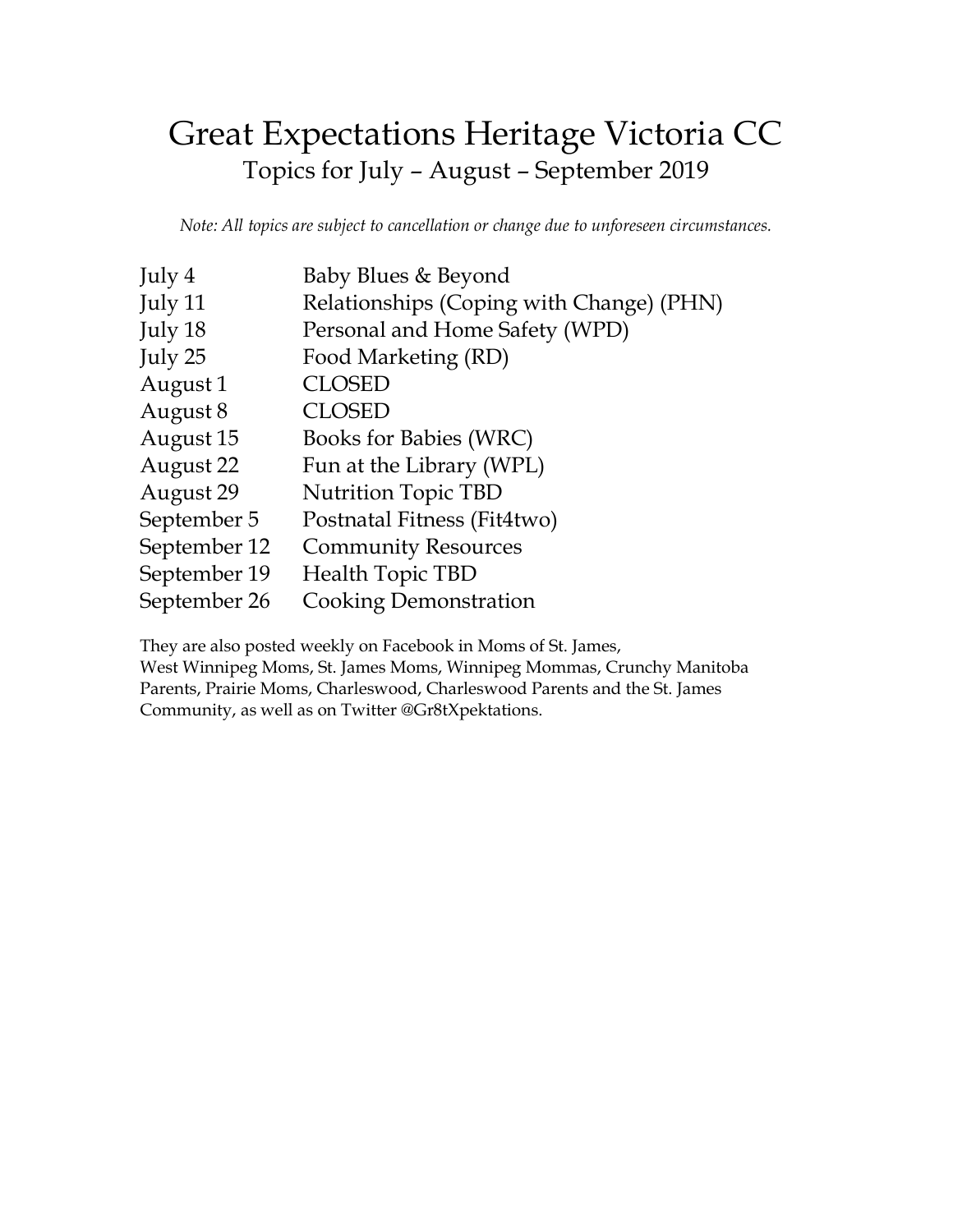# Great Expectations Heritage Victoria CC

## Topics for July – August – September 2019

*Note: All topics are subject to cancellation or change due to unforeseen circumstances.*

| | |
|---|---|
| July 4 | Baby Blues & Beyond |
| July 11 | Relationships (Coping with Change) (PHN) |
| July 18 | Personal and Home Safety (WPD) |
| July 25 | Food Marketing (RD) |
| August 1 | CLOSED |
| August 8 | CLOSED |
| August 15 | Books for Babies (WRC) |
| August 22 | Fun at the Library (WPL) |
| August 29 | Nutrition Topic TBD |
| September 5 | Postnatal Fitness (Fit4two) |
| September 12 | Community Resources |
| September 19 | Health Topic TBD |
| September 26 | Cooking Demonstration |

They are also posted weekly on Facebook in Moms of St. James, West Winnipeg Moms, St. James Moms, Winnipeg Mommas, Crunchy Manitoba Parents, Prairie Moms, Charleswood, Charleswood Parents and the St. James Community, as well as on Twitter @Gr8tXpektations.